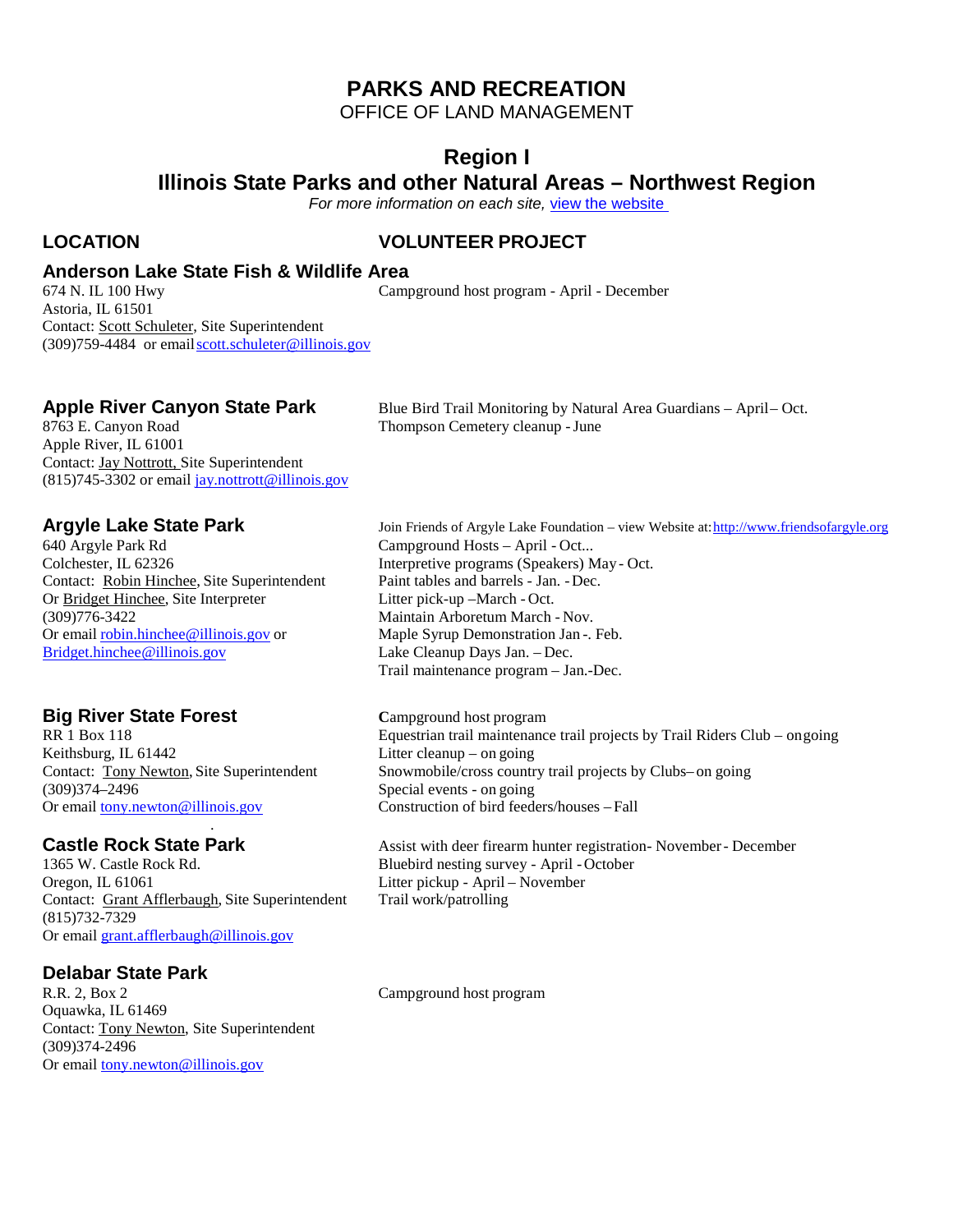# PARKS AND RECREATION

OFFICE OF LAND MANAGEMENT

## Region I

## Illinois State Parks and other Natural Areas – Northwest Region

*For more information on each site,* [view the website](#)

| LOCATION | VOLUNTEER PROJECT |
|---|---|
| **Anderson Lake State Fish & Wildlife Area**<br>674 N. IL 100 Hwy<br>Astoria, IL 61501<br>Contact: Scott Schuleter, Site Superintendent<br>(309)759-4484 or email scott.schuleter@illinois.gov | Campground host program - April - December |
| **Apple River Canyon State Park**<br>8763 E. Canyon Road<br>Apple River, IL 61001<br>Contact: Jay Nottrott, Site Superintendent<br>(815)745-3302 or email jay.nottrott@illinois.gov | Blue Bird Trail Monitoring by Natural Area Guardians – April – Oct.<br>Thompson Cemetery cleanup - June |
| **Argyle Lake State Park**<br>640 Argyle Park Rd<br>Colchester, IL 62326<br>Contact: Robin Hinchee, Site Superintendent<br>Or Bridget Hinchee, Site Interpreter<br>(309)776-3422<br>Or email robin.hinchee@illinois.gov or Bridget.hinchee@illinois.gov | Join Friends of Argyle Lake Foundation – view Website at: http://www.friendsofargyle.org<br>Campground Hosts – April - Oct...<br>Interpretive programs (Speakers) May - Oct.<br>Paint tables and barrels - Jan. - Dec.<br>Litter pick-up –March - Oct.<br>Maintain Arboretum March - Nov.<br>Maple Syrup Demonstration Jan -. Feb.<br>Lake Cleanup Days Jan. – Dec.<br>Trail maintenance program – Jan.-Dec. |
| **Big River State Forest**<br>RR 1 Box 118<br>Keithsburg, IL 61442<br>Contact: Tony Newton, Site Superintendent<br>(309)374–2496<br>Or email tony.newton@illinois.gov | Campground host program<br>Equestrian trail maintenance trail projects by Trail Riders Club – ongoing<br>Litter cleanup – on going<br>Snowmobile/cross country trail projects by Clubs – on going<br>Special events - on going<br>Construction of bird feeders/houses – Fall |
| **Castle Rock State Park**<br>1365 W. Castle Rock Rd.<br>Oregon, IL 61061<br>Contact: Grant Afflerbaugh, Site Superintendent<br>(815)732-7329<br>Or email grant.afflerbaugh@illinois.gov | Assist with deer firearm hunter registration- November - December<br>Bluebird nesting survey - April - October<br>Litter pickup - April – November<br>Trail work/patrolling |
| **Delabar State Park**<br>R.R. 2, Box 2<br>Oquawka, IL 61469<br>Contact: Tony Newton, Site Superintendent<br>(309)374-2496<br>Or email tony.newton@illinois.gov | Campground host program |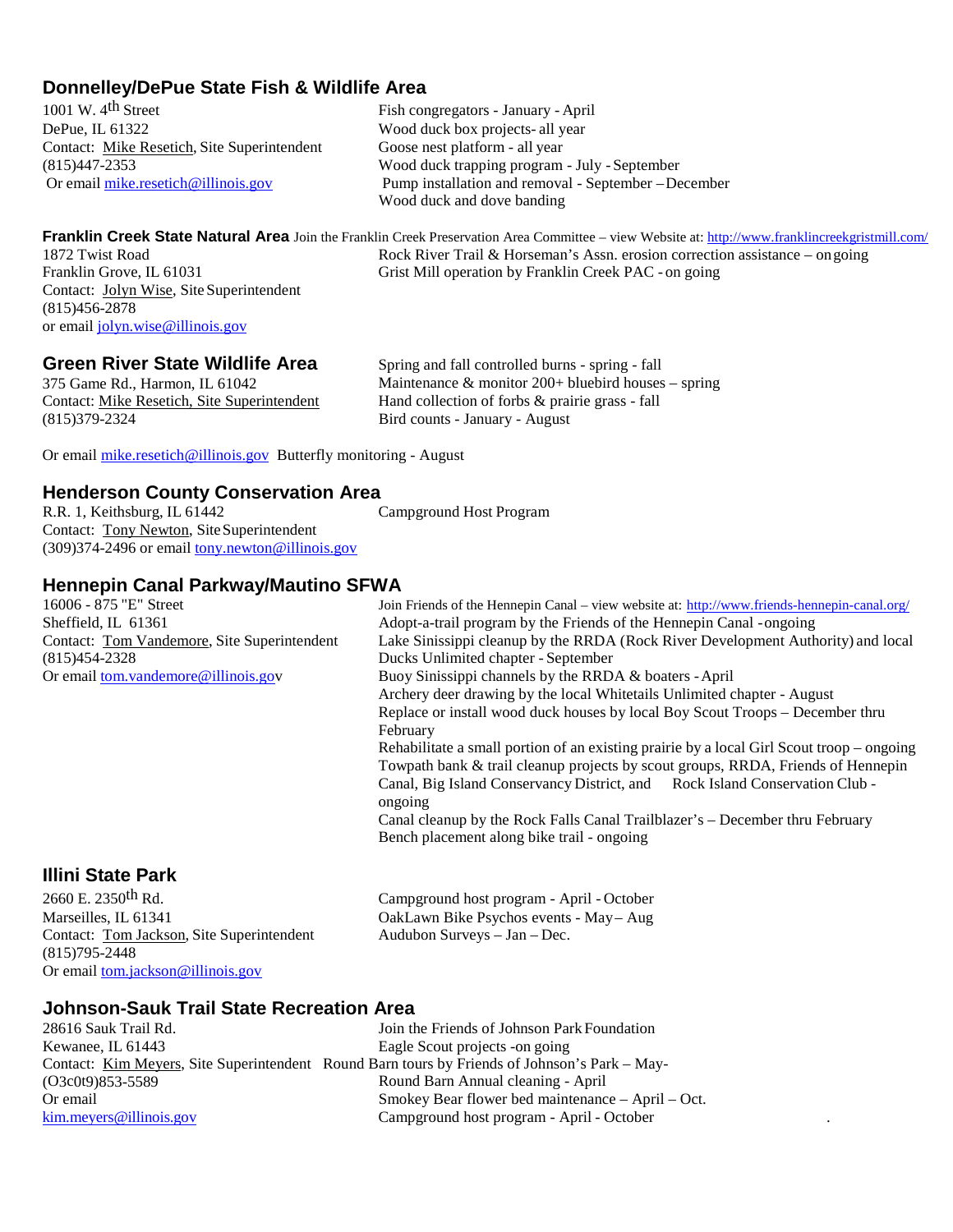## Donnelley/DePue State Fish & Wildlife Area

1001 W. 4th Street
DePue, IL 61322
Contact: Mike Resetich, Site Superintendent
(815)447-2353
Or email mike.resetich@illinois.gov

- Fish congregators - January - April
- Wood duck box projects- all year
- Goose nest platform - all year
- Wood duck trapping program - July - September
- Pump installation and removal - September – December
- Wood duck and dove banding

## Franklin Creek State Natural Area

Join the Franklin Creek Preservation Area Committee – view Website at: http://www.franklincreekgristmill.com/

1872 Twist Road
Franklin Grove, IL 61031
Contact: Jolyn Wise, Site Superintendent
(815)456-2878
or email jolyn.wise@illinois.gov

- Rock River Trail & Horseman's Assn. erosion correction assistance – on going
- Grist Mill operation by Franklin Creek PAC - on going

## Green River State Wildlife Area

375 Game Rd., Harmon, IL 61042
Contact: Mike Resetich, Site Superintendent
(815)379-2324
Or email mike.resetich@illinois.gov

- Spring and fall controlled burns - spring - fall
- Maintenance & monitor 200+ bluebird houses – spring
- Hand collection of forbs & prairie grass - fall
- Bird counts - January - August
- Butterfly monitoring - August

## Henderson County Conservation Area

R.R. 1, Keithsburg, IL 61442
Contact: Tony Newton, Site Superintendent
(309)374-2496 or email tony.newton@illinois.gov

- Campground Host Program

## Hennepin Canal Parkway/Mautino SFWA

16006 - 875 "E" Street
Sheffield, IL 61361
Contact: Tom Vandemore, Site Superintendent
(815)454-2328
Or email tom.vandemore@illinois.gov

Join Friends of the Hennepin Canal – view website at: http://www.friends-hennepin-canal.org/

- Adopt-a-trail program by the Friends of the Hennepin Canal - ongoing
- Lake Sinissippi cleanup by the RRDA (Rock River Development Authority) and local Ducks Unlimited chapter - September
- Buoy Sinissippi channels by the RRDA & boaters - April
- Archery deer drawing by the local Whitetails Unlimited chapter - August
- Replace or install wood duck houses by local Boy Scout Troops – December thru February
- Rehabilitate a small portion of an existing prairie by a local Girl Scout troop – ongoing
- Towpath bank & trail cleanup projects by scout groups, RRDA, Friends of Hennepin Canal, Big Island Conservancy District, and Rock Island Conservation Club - ongoing
- Canal cleanup by the Rock Falls Canal Trailblazer's – December thru February
- Bench placement along bike trail - ongoing

## Illini State Park

2660 E. 2350th Rd.
Marseilles, IL 61341
Contact: Tom Jackson, Site Superintendent
(815)795-2448
Or email tom.jackson@illinois.gov

- Campground host program - April - October
- OakLawn Bike Psychos events - May – Aug
- Audubon Surveys – Jan – Dec.

## Johnson-Sauk Trail State Recreation Area

28616 Sauk Trail Rd.
Kewanee, IL 61443
Contact: Kim Meyers, Site Superintendent
(O3c0t9)853-5589
Or email
kim.meyers@illinois.gov

- Join the Friends of Johnson Park Foundation
- Eagle Scout projects -on going
- Round Barn tours by Friends of Johnson's Park – May-
- Round Barn Annual cleaning - April
- Smokey Bear flower bed maintenance – April – Oct.
- Campground host program - April - October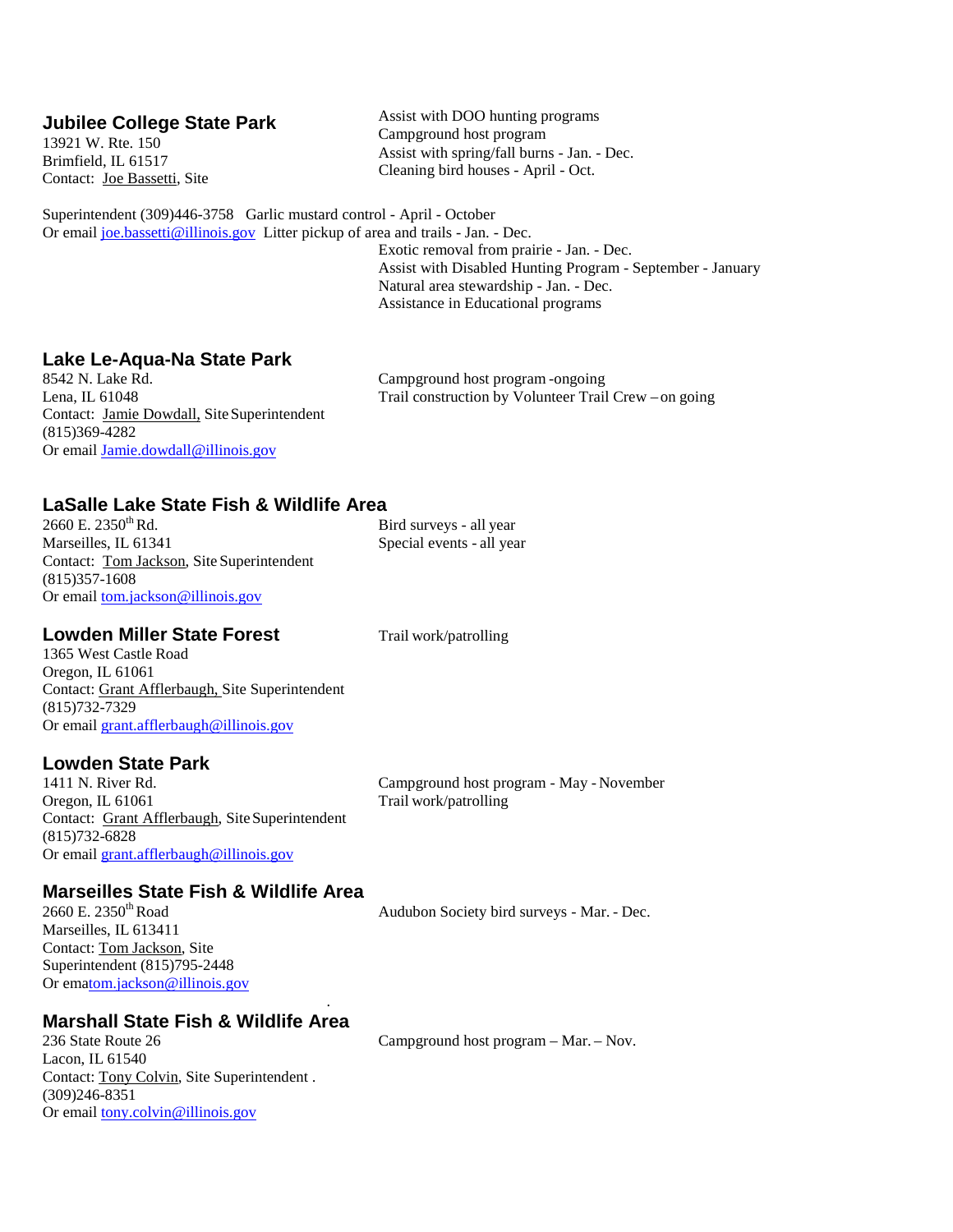## Jubilee College State Park

13921 W. Rte. 150
Brimfield, IL 61517
Contact: Joe Bassetti, Site Superintendent (309)446-3758
Or email joe.bassetti@illinois.gov

- Assist with DOO hunting programs
- Campground host program
- Assist with spring/fall burns - Jan. - Dec.
- Cleaning bird houses - April - Oct.
- Garlic mustard control - April - October
- Litter pickup of area and trails - Jan. - Dec.
- Exotic removal from prairie - Jan. - Dec.
- Assist with Disabled Hunting Program - September - January
- Natural area stewardship - Jan. - Dec.
- Assistance in Educational programs

## Lake Le-Aqua-Na State Park

8542 N. Lake Rd.
Lena, IL 61048
Contact: Jamie Dowdall, Site Superintendent
(815)369-4282
Or email Jamie.dowdall@illinois.gov

- Campground host program -ongoing
- Trail construction by Volunteer Trail Crew – on going

## LaSalle Lake State Fish & Wildlife Area

2660 E. 2350th Rd.
Marseilles, IL 61341
Contact: Tom Jackson, Site Superintendent
(815)357-1608
Or email tom.jackson@illinois.gov

- Bird surveys - all year
- Special events - all year

## Lowden Miller State Forest

1365 West Castle Road
Oregon, IL 61061
Contact: Grant Afflerbaugh, Site Superintendent
(815)732-7329
Or email grant.afflerbaugh@illinois.gov

- Trail work/patrolling

## Lowden State Park

1411 N. River Rd.
Oregon, IL 61061
Contact: Grant Afflerbaugh, Site Superintendent
(815)732-6828
Or email grant.afflerbaugh@illinois.gov

- Campground host program - May - November
- Trail work/patrolling

## Marseilles State Fish & Wildlife Area

2660 E. 2350th Road
Marseilles, IL 613411
Contact: Tom Jackson, Site Superintendent (815)795-2448
Or ematom.jackson@illinois.gov

- Audubon Society bird surveys - Mar. - Dec.

## Marshall State Fish & Wildlife Area

236 State Route 26
Lacon, IL 61540
Contact: Tony Colvin, Site Superintendent .
(309)246-8351
Or email tony.colvin@illinois.gov

- Campground host program – Mar. – Nov.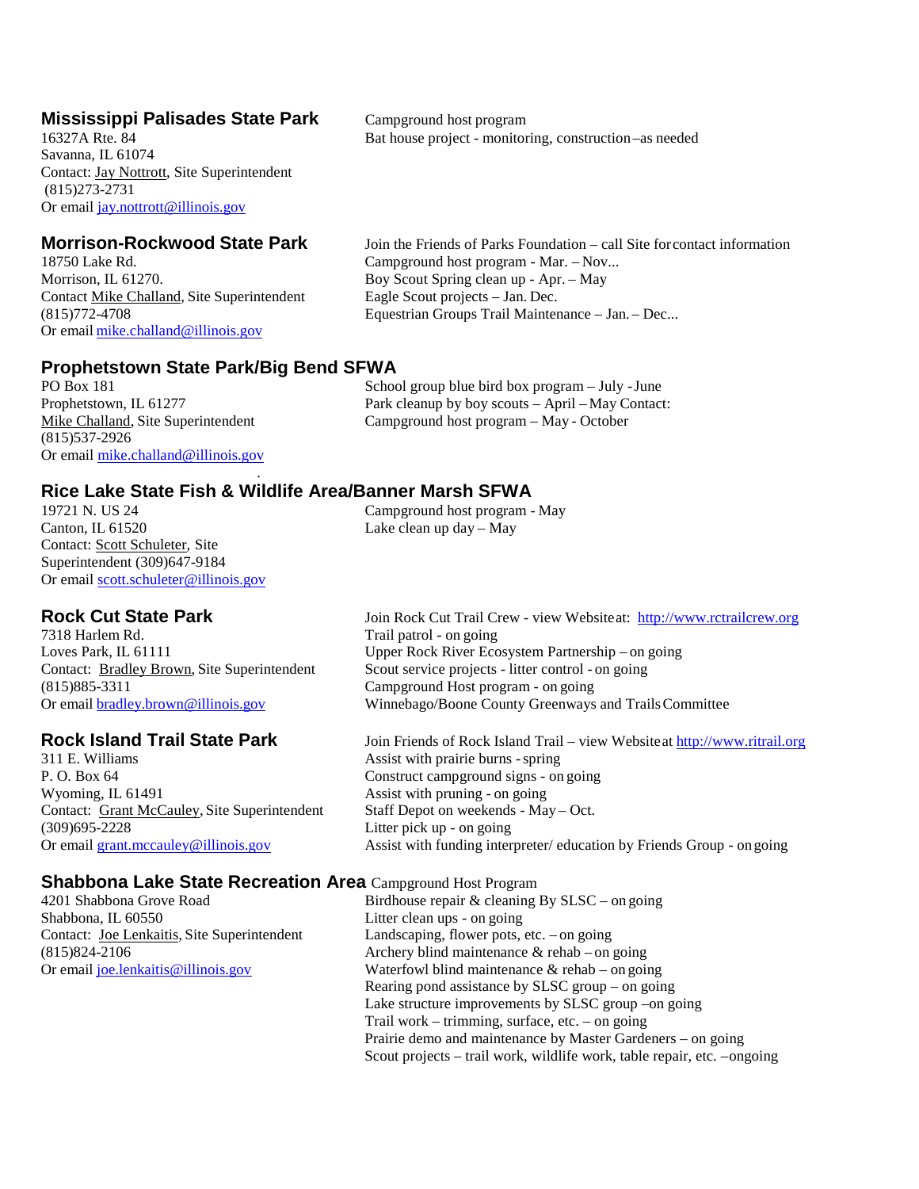## Mississippi Palisades State Park

16327A Rte. 84
Savanna, IL 61074
Contact: Jay Nottrott, Site Superintendent
(815)273-2731
Or email jay.nottrott@illinois.gov

- Campground host program
- Bat house project - monitoring, construction –as needed

## Morrison-Rockwood State Park

18750 Lake Rd.
Morrison, IL 61270.
Contact Mike Challand, Site Superintendent
(815)772-4708
Or email mike.challand@illinois.gov

- Join the Friends of Parks Foundation – call Site for contact information
- Campground host program - Mar. – Nov...
- Boy Scout Spring clean up - Apr. – May
- Eagle Scout projects – Jan. Dec.
- Equestrian Groups Trail Maintenance – Jan. – Dec...

## Prophetstown State Park/Big Bend SFWA

PO Box 181
Prophetstown, IL 61277
Mike Challand, Site Superintendent
(815)537-2926
Or email mike.challand@illinois.gov

- School group blue bird box program – July - June
- Park cleanup by boy scouts – April – May Contact:
- Campground host program – May - October

## Rice Lake State Fish & Wildlife Area/Banner Marsh SFWA

19721 N. US 24
Canton, IL 61520
Contact: Scott Schuleter, Site Superintendent (309)647-9184
Or email scott.schuleter@illinois.gov

- Campground host program - May
- Lake clean up day – May

## Rock Cut State Park

7318 Harlem Rd.
Loves Park, IL 61111
Contact: Bradley Brown, Site Superintendent
(815)885-3311
Or email bradley.brown@illinois.gov

- Join Rock Cut Trail Crew - view Website at: http://www.rctrailcrew.org
- Trail patrol - on going
- Upper Rock River Ecosystem Partnership – on going
- Scout service projects - litter control - on going
- Campground Host program - on going
- Winnebago/Boone County Greenways and Trails Committee

## Rock Island Trail State Park

311 E. Williams
P. O. Box 64
Wyoming, IL 61491
Contact: Grant McCauley, Site Superintendent
(309)695-2228
Or email grant.mccauley@illinois.gov

- Join Friends of Rock Island Trail – view Website at http://www.ritrail.org
- Assist with prairie burns - spring
- Construct campground signs - on going
- Assist with pruning - on going
- Staff Depot on weekends - May – Oct.
- Litter pick up - on going
- Assist with funding interpreter/ education by Friends Group - on going

## Shabbona Lake State Recreation Area

4201 Shabbona Grove Road
Shabbona, IL 60550
Contact: Joe Lenkaitis, Site Superintendent
(815)824-2106
Or email joe.lenkaitis@illinois.gov

- Campground Host Program
- Birdhouse repair & cleaning By SLSC – on going
- Litter clean ups - on going
- Landscaping, flower pots, etc. – on going
- Archery blind maintenance & rehab – on going
- Waterfowl blind maintenance & rehab – on going
- Rearing pond assistance by SLSC group – on going
- Lake structure improvements by SLSC group –on going
- Trail work – trimming, surface, etc. – on going
- Prairie demo and maintenance by Master Gardeners – on going
- Scout projects – trail work, wildlife work, table repair, etc. –ongoing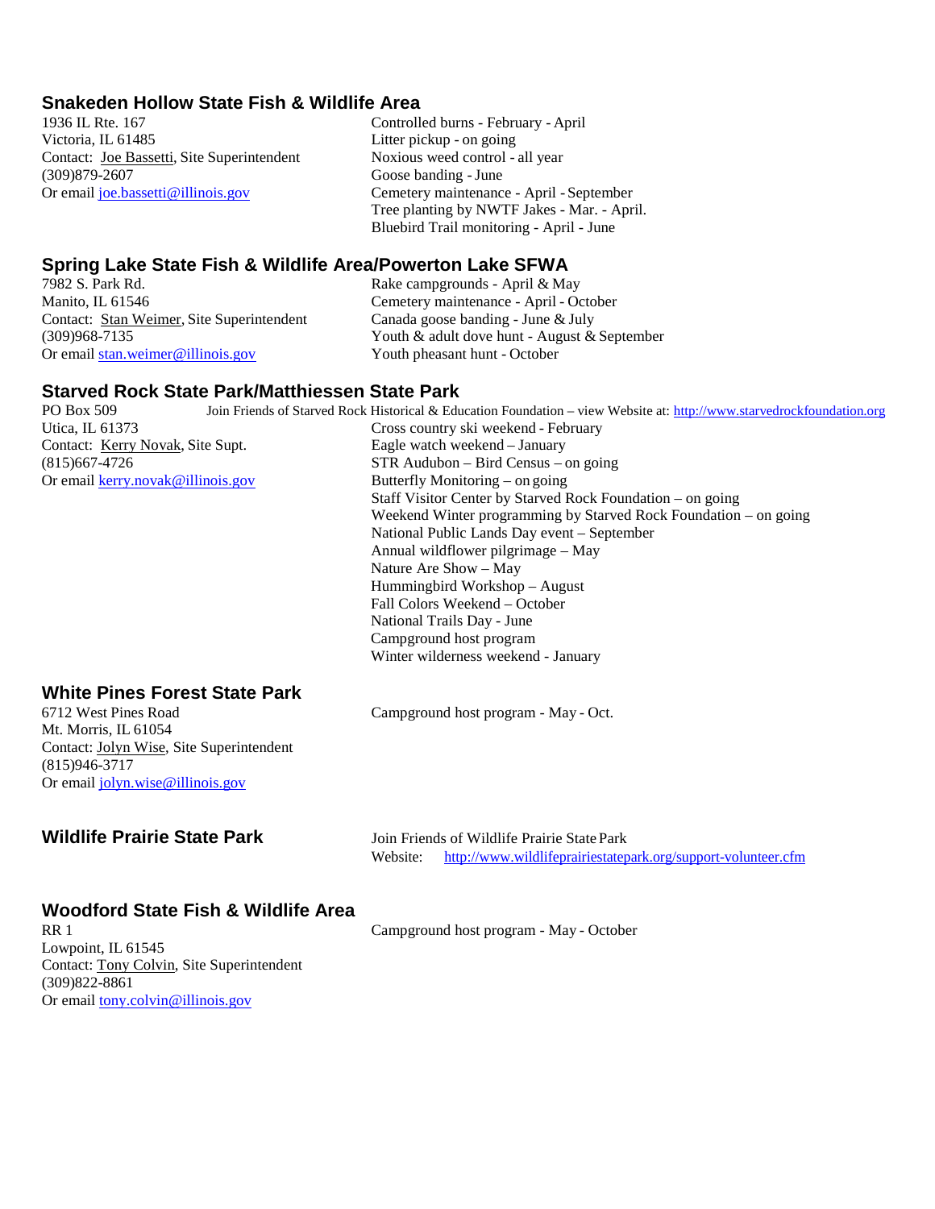## Snakeden Hollow State Fish & Wildlife Area

1936 IL Rte. 167
Victoria, IL 61485
Contact: Joe Bassetti, Site Superintendent
(309)879-2607
Or email joe.bassetti@illinois.gov

Controlled burns - February - April
Litter pickup - on going
Noxious weed control - all year
Goose banding - June
Cemetery maintenance - April - September
Tree planting by NWTF Jakes - Mar. - April.
Bluebird Trail monitoring - April - June

## Spring Lake State Fish & Wildlife Area/Powerton Lake SFWA

7982 S. Park Rd.
Manito, IL 61546
Contact: Stan Weimer, Site Superintendent
(309)968-7135
Or email stan.weimer@illinois.gov

Rake campgrounds - April & May
Cemetery maintenance - April - October
Canada goose banding - June & July
Youth & adult dove hunt - August & September
Youth pheasant hunt - October

## Starved Rock State Park/Matthiessen State Park

PO Box 509
Utica, IL 61373
Contact: Kerry Novak, Site Supt.
(815)667-4726
Or email kerry.novak@illinois.gov

Join Friends of Starved Rock Historical & Education Foundation – view Website at: http://www.starvedrockfoundation.org

Cross country ski weekend - February
Eagle watch weekend – January
STR Audubon – Bird Census – on going
Butterfly Monitoring – on going
Staff Visitor Center by Starved Rock Foundation – on going
Weekend Winter programming by Starved Rock Foundation – on going
National Public Lands Day event – September
Annual wildflower pilgrimage – May
Nature Are Show – May
Hummingbird Workshop – August
Fall Colors Weekend – October
National Trails Day - June
Campground host program
Winter wilderness weekend - January

## White Pines Forest State Park

6712 West Pines Road
Mt. Morris, IL 61054
Contact: Jolyn Wise, Site Superintendent
(815)946-3717
Or email jolyn.wise@illinois.gov

Campground host program - May - Oct.

## Wildlife Prairie State Park

Join Friends of Wildlife Prairie State Park
Website: http://www.wildlifeprairiestatepark.org/support-volunteer.cfm

## Woodford State Fish & Wildlife Area

RR 1
Lowpoint, IL 61545
Contact: Tony Colvin, Site Superintendent
(309)822-8861
Or email tony.colvin@illinois.gov

Campground host program - May - October